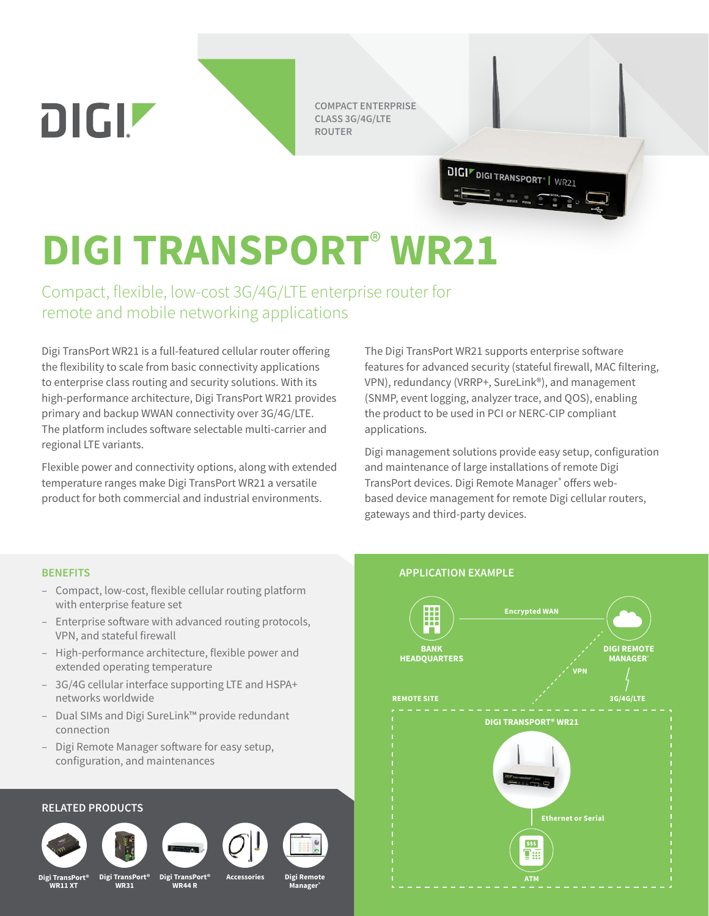DIGI

COMPACT ENTERPRISE CLASS 3G/4G/LTE ROUTER

# DIGI TRANSPORT® WR21

## Compact, flexible, low-cost 3G/4G/LTE enterprise router for remote and mobile networking applications

Digi TransPort WR21 is a full-featured cellular router offering the flexibility to scale from basic connectivity applications to enterprise class routing and security solutions. With its high-performance architecture, Digi TransPort WR21 provides primary and backup WWAN connectivity over 3G/4G/LTE. The platform includes software selectable multi-carrier and regional LTE variants.

Flexible power and connectivity options, along with extended temperature ranges make Digi TransPort WR21 a versatile product for both commercial and industrial environments.

The Digi TransPort WR21 supports enterprise software features for advanced security (stateful firewall, MAC filtering, VPN), redundancy (VRRP+, SureLink®), and management (SNMP, event logging, analyzer trace, and QOS), enabling the product to be used in PCI or NERC-CIP compliant applications.

Digi management solutions provide easy setup, configuration and maintenance of large installations of remote Digi TransPort devices. Digi Remote Manager® offers web-based device management for remote Digi cellular routers, gateways and third-party devices.

### BENEFITS

- Compact, low-cost, flexible cellular routing platform with enterprise feature set
- Enterprise software with advanced routing protocols, VPN, and stateful firewall
- High-performance architecture, flexible power and extended operating temperature
- 3G/4G cellular interface supporting LTE and HSPA+ networks worldwide
- Dual SIMs and Digi SureLink™ provide redundant connection
- Digi Remote Manager software for easy setup, configuration, and maintenances

### RELATED PRODUCTS

Digi TransPort® WR11 XT | Digi TransPort® WR31 | Digi TransPort® WR44 R | Accessories | Digi Remote Manager®

### APPLICATION EXAMPLE

BANK HEADQUARTERS — Encrypted WAN — DIGI REMOTE MANAGER®

VPN

3G/4G/LTE

REMOTE SITE

DIGI TRANSPORT® WR21

Ethernet or Serial

ATM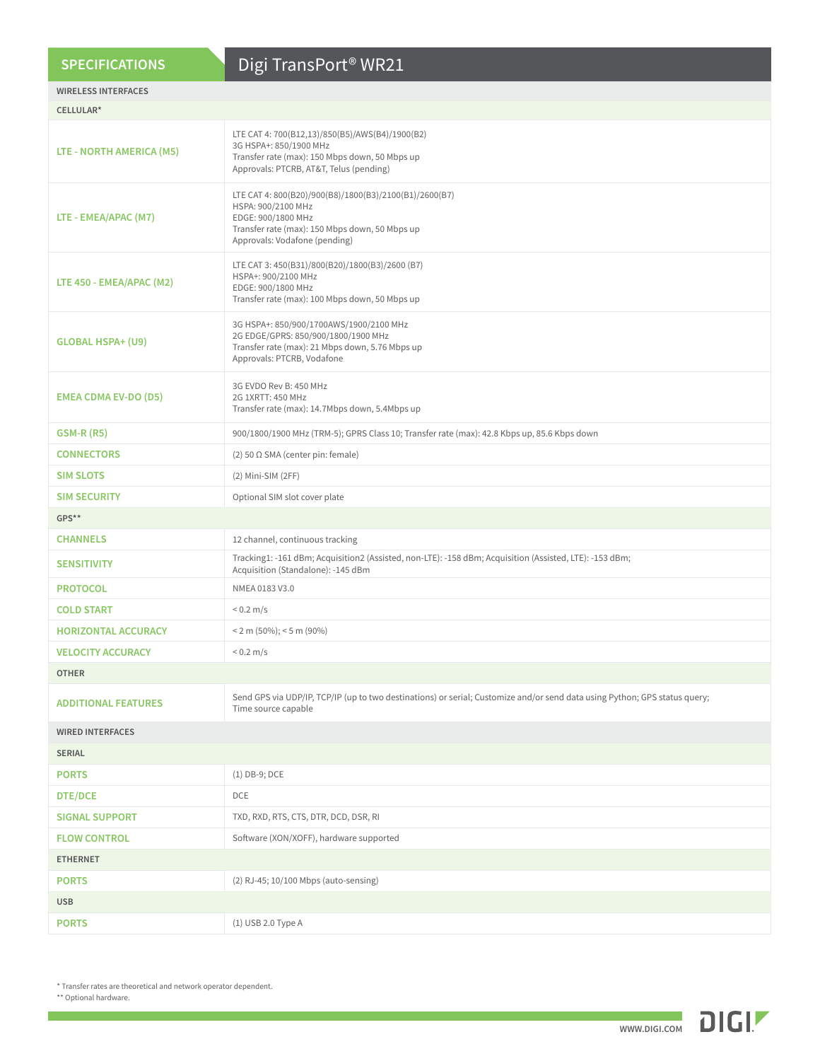## SPECIFICATIONS — Digi TransPort® WR21

| WIRELESS INTERFACES | |
|---|---|
| **CELLULAR*** | |
| LTE - NORTH AMERICA (M5) | LTE CAT 4: 700(B12,13)/850(B5)/AWS(B4)/1900(B2)<br>3G HSPA+: 850/1900 MHz<br>Transfer rate (max): 150 Mbps down, 50 Mbps up<br>Approvals: PTCRB, AT&T, Telus (pending) |
| LTE - EMEA/APAC (M7) | LTE CAT 4: 800(B20)/900(B8)/1800(B3)/2100(B1)/2600(B7)<br>HSPA: 900/2100 MHz<br>EDGE: 900/1800 MHz<br>Transfer rate (max): 150 Mbps down, 50 Mbps up<br>Approvals: Vodafone (pending) |
| LTE 450 - EMEA/APAC (M2) | LTE CAT 3: 450(B31)/800(B20)/1800(B3)/2600 (B7)<br>HSPA+: 900/2100 MHz<br>EDGE: 900/1800 MHz<br>Transfer rate (max): 100 Mbps down, 50 Mbps up |
| GLOBAL HSPA+ (U9) | 3G HSPA+: 850/900/1700AWS/1900/2100 MHz<br>2G EDGE/GPRS: 850/900/1800/1900 MHz<br>Transfer rate (max): 21 Mbps down, 5.76 Mbps up<br>Approvals: PTCRB, Vodafone |
| EMEA CDMA EV-DO (D5) | 3G EVDO Rev B: 450 MHz<br>2G 1XRTT: 450 MHz<br>Transfer rate (max): 14.7Mbps down, 5.4Mbps up |
| GSM-R (R5) | 900/1800/1900 MHz (TRM-5); GPRS Class 10; Transfer rate (max): 42.8 Kbps up, 85.6 Kbps down |
| CONNECTORS | (2) 50 Ω SMA (center pin: female) |
| SIM SLOTS | (2) Mini-SIM (2FF) |
| SIM SECURITY | Optional SIM slot cover plate |
| **GPS**** | |
| CHANNELS | 12 channel, continuous tracking |
| SENSITIVITY | Tracking1: -161 dBm; Acquisition2 (Assisted, non-LTE): -158 dBm; Acquisition (Assisted, LTE): -153 dBm; Acquisition (Standalone): -145 dBm |
| PROTOCOL | NMEA 0183 V3.0 |
| COLD START | < 0.2 m/s |
| HORIZONTAL ACCURACY | < 2 m (50%); < 5 m (90%) |
| VELOCITY ACCURACY | < 0.2 m/s |
| **OTHER** | |
| ADDITIONAL FEATURES | Send GPS via UDP/IP, TCP/IP (up to two destinations) or serial; Customize and/or send data using Python; GPS status query; Time source capable |
| **WIRED INTERFACES** | |
| **SERIAL** | |
| PORTS | (1) DB-9; DCE |
| DTE/DCE | DCE |
| SIGNAL SUPPORT | TXD, RXD, RTS, CTS, DTR, DCD, DSR, RI |
| FLOW CONTROL | Software (XON/XOFF), hardware supported |
| **ETHERNET** | |
| PORTS | (2) RJ-45; 10/100 Mbps (auto-sensing) |
| **USB** | |
| PORTS | (1) USB 2.0 Type A |

* Transfer rates are theoretical and network operator dependent.
** Optional hardware.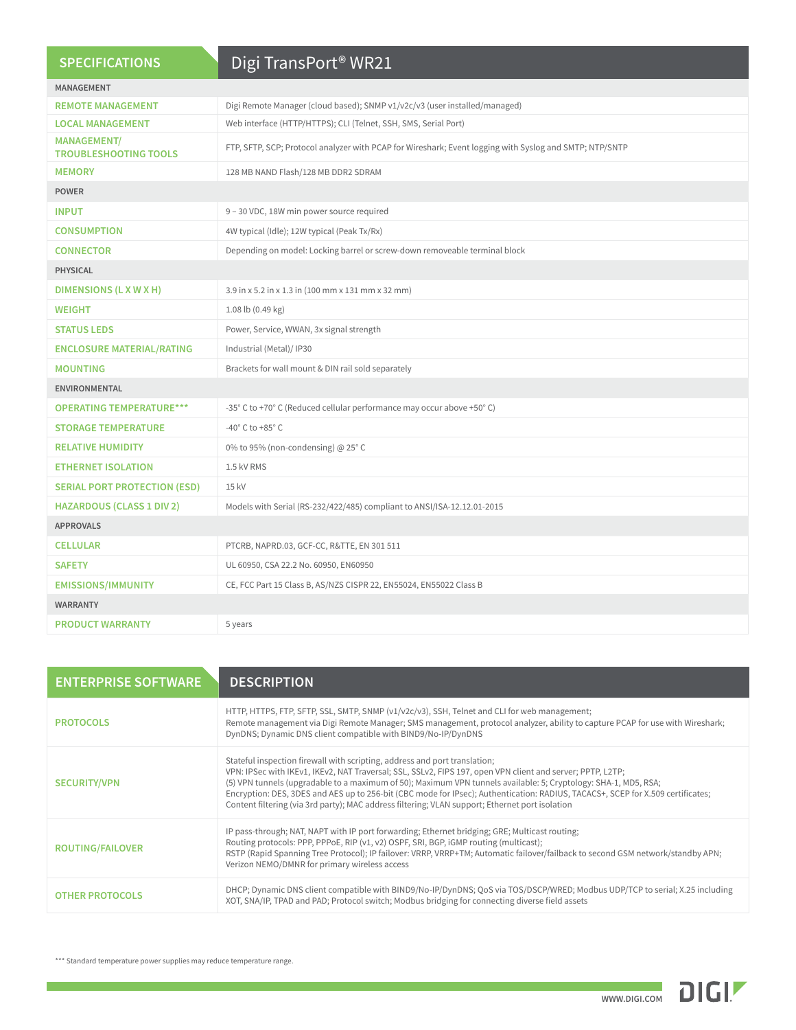| SPECIFICATIONS | Digi TransPort® WR21 |
|---|---|
| **MANAGEMENT** | |
| REMOTE MANAGEMENT | Digi Remote Manager (cloud based); SNMP v1/v2c/v3 (user installed/managed) |
| LOCAL MANAGEMENT | Web interface (HTTP/HTTPS); CLI (Telnet, SSH, SMS, Serial Port) |
| MANAGEMENT/ TROUBLESHOOTING TOOLS | FTP, SFTP, SCP; Protocol analyzer with PCAP for Wireshark; Event logging with Syslog and SMTP; NTP/SNTP |
| MEMORY | 128 MB NAND Flash/128 MB DDR2 SDRAM |
| **POWER** | |
| INPUT | 9 – 30 VDC, 18W min power source required |
| CONSUMPTION | 4W typical (Idle); 12W typical (Peak Tx/Rx) |
| CONNECTOR | Depending on model: Locking barrel or screw-down removeable terminal block |
| **PHYSICAL** | |
| DIMENSIONS (L X W X H) | 3.9 in x 5.2 in x 1.3 in (100 mm x 131 mm x 32 mm) |
| WEIGHT | 1.08 lb (0.49 kg) |
| STATUS LEDS | Power, Service, WWAN, 3x signal strength |
| ENCLOSURE MATERIAL/RATING | Industrial (Metal)/ IP30 |
| MOUNTING | Brackets for wall mount & DIN rail sold separately |
| **ENVIRONMENTAL** | |
| OPERATING TEMPERATURE*** | -35° C to +70° C (Reduced cellular performance may occur above +50° C) |
| STORAGE TEMPERATURE | -40° C to +85° C |
| RELATIVE HUMIDITY | 0% to 95% (non-condensing) @ 25° C |
| ETHERNET ISOLATION | 1.5 kV RMS |
| SERIAL PORT PROTECTION (ESD) | 15 kV |
| HAZARDOUS (CLASS 1 DIV 2) | Models with Serial (RS-232/422/485) compliant to ANSI/ISA-12.12.01-2015 |
| **APPROVALS** | |
| CELLULAR | PTCRB, NAPRD.03, GCF-CC, R&TTE, EN 301 511 |
| SAFETY | UL 60950, CSA 22.2 No. 60950, EN60950 |
| EMISSIONS/IMMUNITY | CE, FCC Part 15 Class B, AS/NZS CISPR 22, EN55024, EN55022 Class B |
| **WARRANTY** | |
| PRODUCT WARRANTY | 5 years |

| ENTERPRISE SOFTWARE | DESCRIPTION |
|---|---|
| PROTOCOLS | HTTP, HTTPS, FTP, SFTP, SSL, SMTP, SNMP (v1/v2c/v3), SSH, Telnet and CLI for web management; Remote management via Digi Remote Manager; SMS management, protocol analyzer, ability to capture PCAP for use with Wireshark; DynDNS; Dynamic DNS client compatible with BIND9/No-IP/DynDNS |
| SECURITY/VPN | Stateful inspection firewall with scripting, address and port translation; VPN: IPSec with IKEv1, IKEv2, NAT Traversal; SSL, SSLv2, FIPS 197, open VPN client and server; PPTP, L2TP; (5) VPN tunnels (upgradable to a maximum of 50); Maximum VPN tunnels available: 5; Cryptology: SHA-1, MD5, RSA; Encryption: DES, 3DES and AES up to 256-bit (CBC mode for IPsec); Authentication: RADIUS, TACACS+, SCEP for X.509 certificates; Content filtering (via 3rd party); MAC address filtering; VLAN support; Ethernet port isolation |
| ROUTING/FAILOVER | IP pass-through; NAT, NAPT with IP port forwarding; Ethernet bridging; GRE; Multicast routing; Routing protocols: PPP, PPPoE, RIP (v1, v2) OSPF, SRI, BGP, iGMP routing (multicast); RSTP (Rapid Spanning Tree Protocol); IP failover: VRRP, VRRP+TM; Automatic failover/failback to second GSM network/standby APN; Verizon NEMO/DMNR for primary wireless access |
| OTHER PROTOCOLS | DHCP; Dynamic DNS client compatible with BIND9/No-IP/DynDNS; QoS via TOS/DSCP/WRED; Modbus UDP/TCP to serial; X.25 including XOT, SNA/IP, TPAD and PAD; Protocol switch; Modbus bridging for connecting diverse field assets |

*** Standard temperature power supplies may reduce temperature range.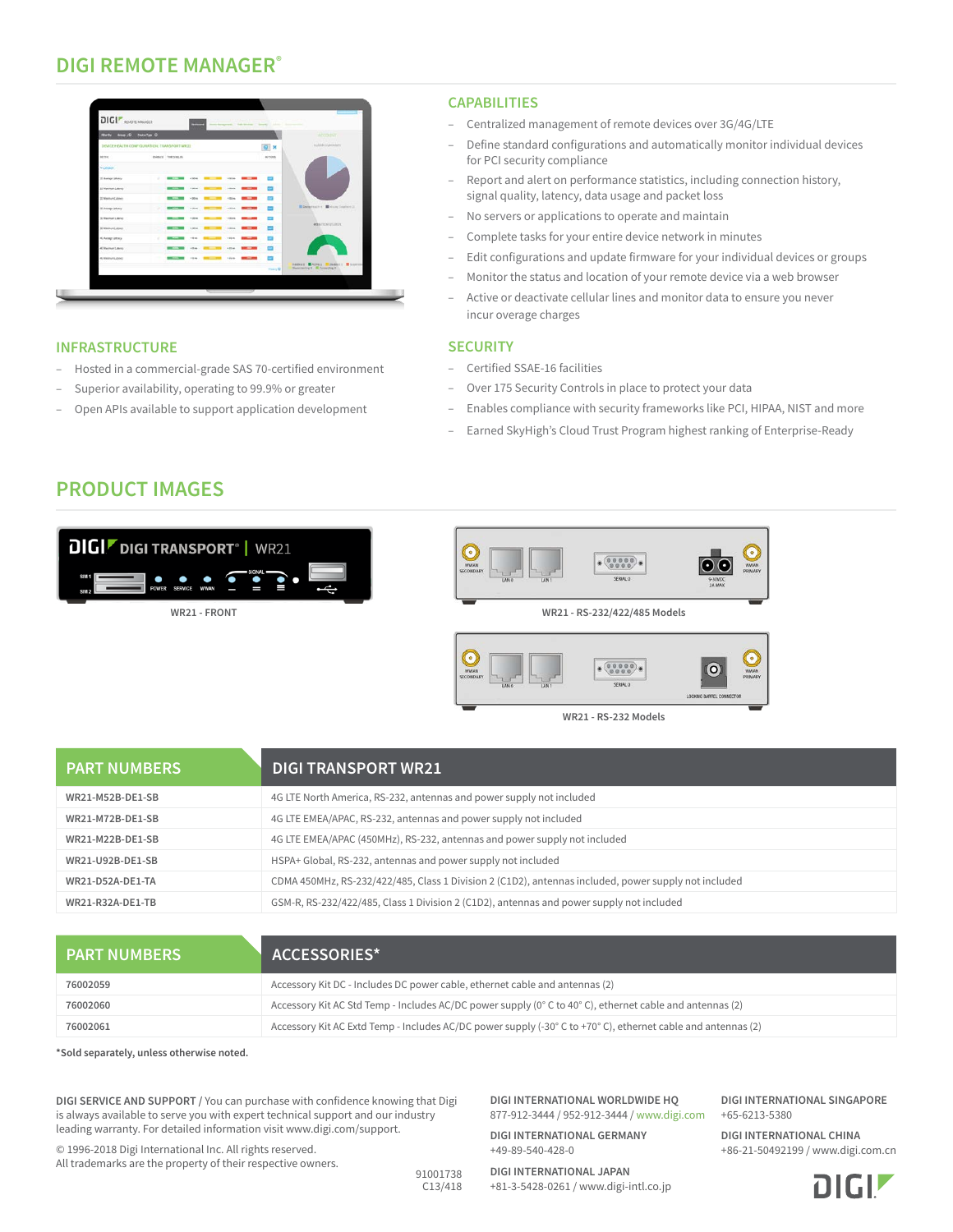## DIGI REMOTE MANAGER®

### CAPABILITIES

- Centralized management of remote devices over 3G/4G/LTE
- Define standard configurations and automatically monitor individual devices for PCI security compliance
- Report and alert on performance statistics, including connection history, signal quality, latency, data usage and packet loss
- No servers or applications to operate and maintain
- Complete tasks for your entire device network in minutes
- Edit configurations and update firmware for your individual devices or groups
- Monitor the status and location of your remote device via a web browser
- Active or deactivate cellular lines and monitor data to ensure you never incur overage charges

### INFRASTRUCTURE

- Hosted in a commercial-grade SAS 70-certified environment
- Superior availability, operating to 99.9% or greater
- Open APIs available to support application development

### SECURITY

- Certified SSAE-16 facilities
- Over 175 Security Controls in place to protect your data
- Enables compliance with security frameworks like PCI, HIPAA, NIST and more
- Earned SkyHigh's Cloud Trust Program highest ranking of Enterprise-Ready

## PRODUCT IMAGES

WR21 - FRONT

WR21 - RS-232/422/485 Models

WR21 - RS-232 Models

| PART NUMBERS | DIGI TRANSPORT WR21 |
|---|---|
| WR21-M52B-DE1-SB | 4G LTE North America, RS-232, antennas and power supply not included |
| WR21-M72B-DE1-SB | 4G LTE EMEA/APAC, RS-232, antennas and power supply not included |
| WR21-M22B-DE1-SB | 4G LTE EMEA/APAC (450MHz), RS-232, antennas and power supply not included |
| WR21-U92B-DE1-SB | HSPA+ Global, RS-232, antennas and power supply not included |
| WR21-D52A-DE1-TA | CDMA 450MHz, RS-232/422/485, Class 1 Division 2 (C1D2), antennas included, power supply not included |
| WR21-R32A-DE1-TB | GSM-R, RS-232/422/485, Class 1 Division 2 (C1D2), antennas and power supply not included |

| PART NUMBERS | ACCESSORIES* |
|---|---|
| 76002059 | Accessory Kit DC - Includes DC power cable, ethernet cable and antennas (2) |
| 76002060 | Accessory Kit AC Std Temp - Includes AC/DC power supply (0° C to 40° C), ethernet cable and antennas (2) |
| 76002061 | Accessory Kit AC Extd Temp - Includes AC/DC power supply (-30° C to +70° C), ethernet cable and antennas (2) |

**\*Sold separately, unless otherwise noted.**

**DIGI SERVICE AND SUPPORT** / You can purchase with confidence knowing that Digi is always available to serve you with expert technical support and our industry leading warranty. For detailed information visit www.digi.com/support.

© 1996-2018 Digi International Inc. All rights reserved.
All trademarks are the property of their respective owners.

91001738
C13/418

**DIGI INTERNATIONAL WORLDWIDE HQ**
877-912-3444 / 952-912-3444 / www.digi.com

**DIGI INTERNATIONAL GERMANY**
+49-89-540-428-0

**DIGI INTERNATIONAL JAPAN**
+81-3-5428-0261 / www.digi-intl.co.jp

**DIGI INTERNATIONAL SINGAPORE**
+65-6213-5380

**DIGI INTERNATIONAL CHINA**
+86-21-50492199 / www.digi.com.cn